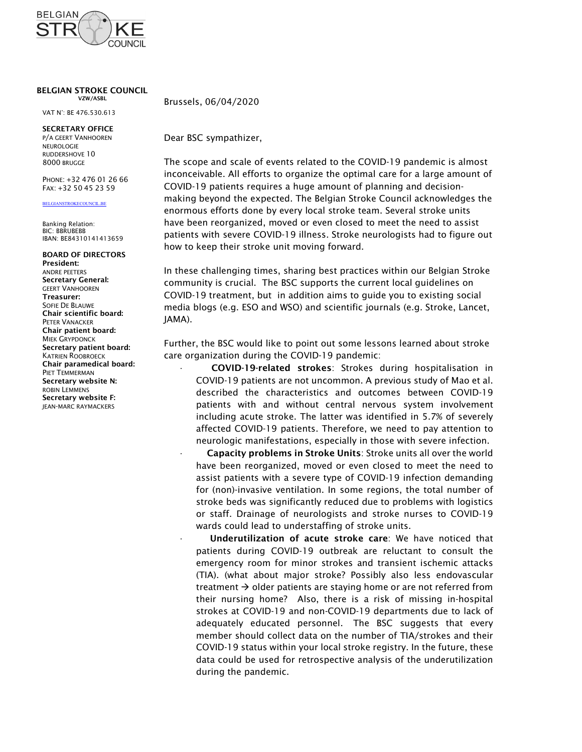BELGIAN STROKE COUNCIL

**BELGIAN STROKE COUNCIL**
VZW/ASBL

VAT N°: BE 476.530.613

**SECRETARY OFFICE**
P/A GEERT VANHOOREN
NEUROLOGIE
RUDDERSHOVE 10
8000 BRUGGE

PHONE: +32 476 01 26 66
FAX: +32 50 45 23 59

BELGIANSTROKECOUNCIL.BE

Banking Relation:
BIC: BBRUBEBB
IBAN: BE84310141413659

**BOARD OF DIRECTORS**
**President:**
ANDRE PEETERS
**Secretary General:**
GEERT VANHOOREN
**Treasurer:**
SOFIE DE BLAUWE
**Chair scientific board:**
PETER VANACKER
**Chair patient board:**
MIEK GRYPDONCK
**Secretary patient board:**
KATRIEN ROOBROECK
**Chair paramedical board:**
PIET TEMMERMAN
**Secretary website N:**
ROBIN LEMMENS
**Secretary website F:**
JEAN-MARC RAYMACKERS

Brussels, 06/04/2020

Dear BSC sympathizer,

The scope and scale of events related to the COVID-19 pandemic is almost inconceivable. All efforts to organize the optimal care for a large amount of COVID-19 patients requires a huge amount of planning and decision-making beyond the expected. The Belgian Stroke Council acknowledges the enormous efforts done by every local stroke team. Several stroke units have been reorganized, moved or even closed to meet the need to assist patients with severe COVID-19 illness. Stroke neurologists had to figure out how to keep their stroke unit moving forward.

In these challenging times, sharing best practices within our Belgian Stroke community is crucial. The BSC supports the current local guidelines on COVID-19 treatment, but in addition aims to guide you to existing social media blogs (e.g. ESO and WSO) and scientific journals (e.g. Stroke, Lancet, JAMA).

Further, the BSC would like to point out some lessons learned about stroke care organization during the COVID-19 pandemic:

- **COVID-19-related strokes**: Strokes during hospitalisation in COVID-19 patients are not uncommon. A previous study of Mao et al. described the characteristics and outcomes between COVID-19 patients with and without central nervous system involvement including acute stroke. The latter was identified in 5.7% of severely affected COVID-19 patients. Therefore, we need to pay attention to neurologic manifestations, especially in those with severe infection.
- **Capacity problems in Stroke Units**: Stroke units all over the world have been reorganized, moved or even closed to meet the need to assist patients with a severe type of COVID-19 infection demanding for (non)-invasive ventilation. In some regions, the total number of stroke beds was significantly reduced due to problems with logistics or staff. Drainage of neurologists and stroke nurses to COVID-19 wards could lead to understaffing of stroke units.
- **Underutilization of acute stroke care**: We have noticed that patients during COVID-19 outbreak are reluctant to consult the emergency room for minor strokes and transient ischemic attacks (TIA). (what about major stroke? Possibly also less endovascular treatment → older patients are staying home or are not referred from their nursing home? Also, there is a risk of missing in-hospital strokes at COVID-19 and non-COVID-19 departments due to lack of adequately educated personnel. The BSC suggests that every member should collect data on the number of TIA/strokes and their COVID-19 status within your local stroke registry. In the future, these data could be used for retrospective analysis of the underutilization during the pandemic.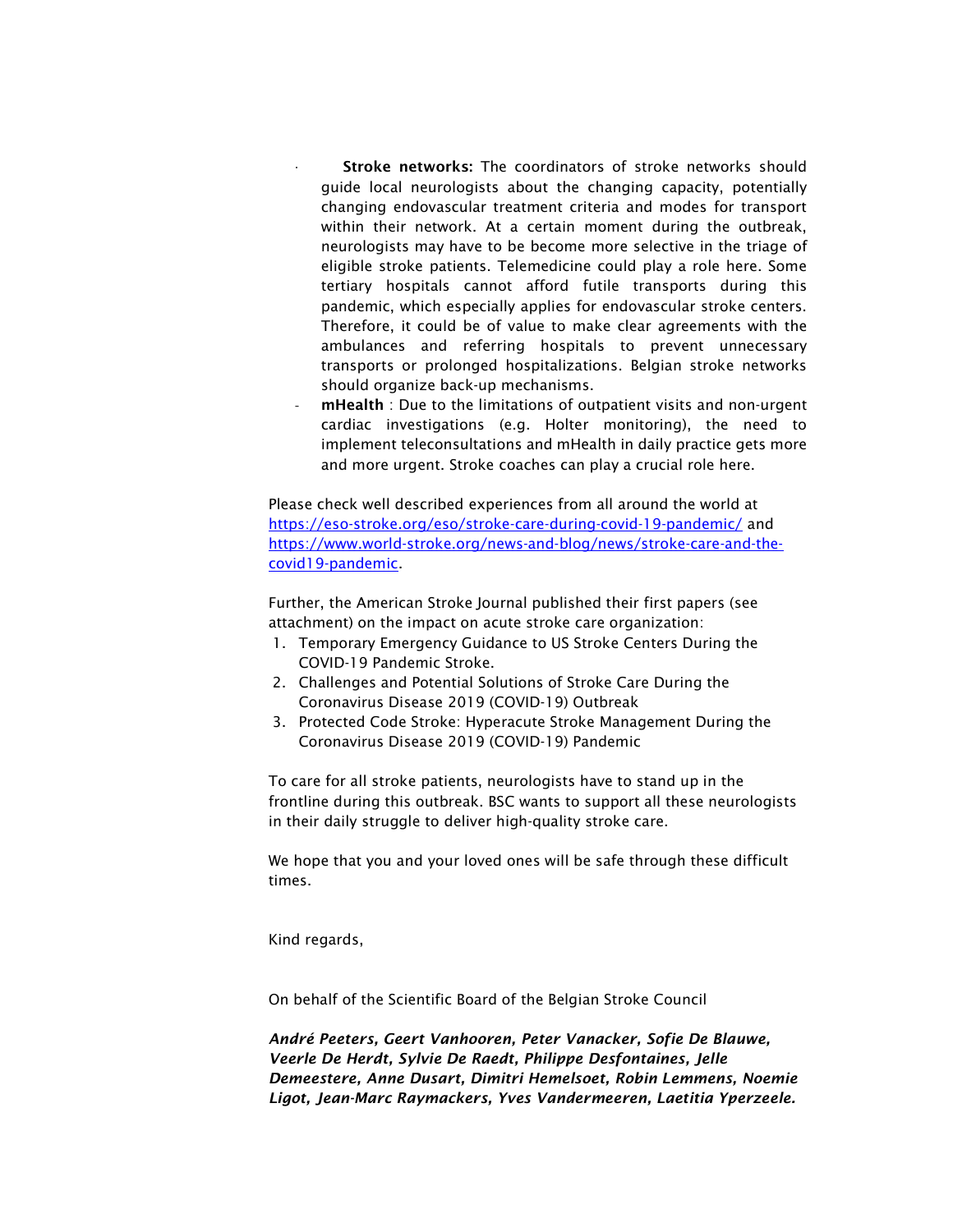- **Stroke networks:** The coordinators of stroke networks should guide local neurologists about the changing capacity, potentially changing endovascular treatment criteria and modes for transport within their network. At a certain moment during the outbreak, neurologists may have to be become more selective in the triage of eligible stroke patients. Telemedicine could play a role here. Some tertiary hospitals cannot afford futile transports during this pandemic, which especially applies for endovascular stroke centers. Therefore, it could be of value to make clear agreements with the ambulances and referring hospitals to prevent unnecessary transports or prolonged hospitalizations. Belgian stroke networks should organize back-up mechanisms.
- **mHealth** : Due to the limitations of outpatient visits and non-urgent cardiac investigations (e.g. Holter monitoring), the need to implement teleconsultations and mHealth in daily practice gets more and more urgent. Stroke coaches can play a crucial role here.

Please check well described experiences from all around the world at https://eso-stroke.org/eso/stroke-care-during-covid-19-pandemic/ and https://www.world-stroke.org/news-and-blog/news/stroke-care-and-the-covid19-pandemic.

Further, the American Stroke Journal published their first papers (see attachment) on the impact on acute stroke care organization:

1. Temporary Emergency Guidance to US Stroke Centers During the COVID-19 Pandemic Stroke.
2. Challenges and Potential Solutions of Stroke Care During the Coronavirus Disease 2019 (COVID-19) Outbreak
3. Protected Code Stroke: Hyperacute Stroke Management During the Coronavirus Disease 2019 (COVID-19) Pandemic

To care for all stroke patients, neurologists have to stand up in the frontline during this outbreak. BSC wants to support all these neurologists in their daily struggle to deliver high-quality stroke care.

We hope that you and your loved ones will be safe through these difficult times.

Kind regards,

On behalf of the Scientific Board of the Belgian Stroke Council

***André Peeters, Geert Vanhooren, Peter Vanacker, Sofie De Blauwe, Veerle De Herdt, Sylvie De Raedt, Philippe Desfontaines, Jelle Demeestere, Anne Dusart, Dimitri Hemelsoet, Robin Lemmens, Noemie Ligot, Jean-Marc Raymackers, Yves Vandermeeren, Laetitia Yperzeele.***